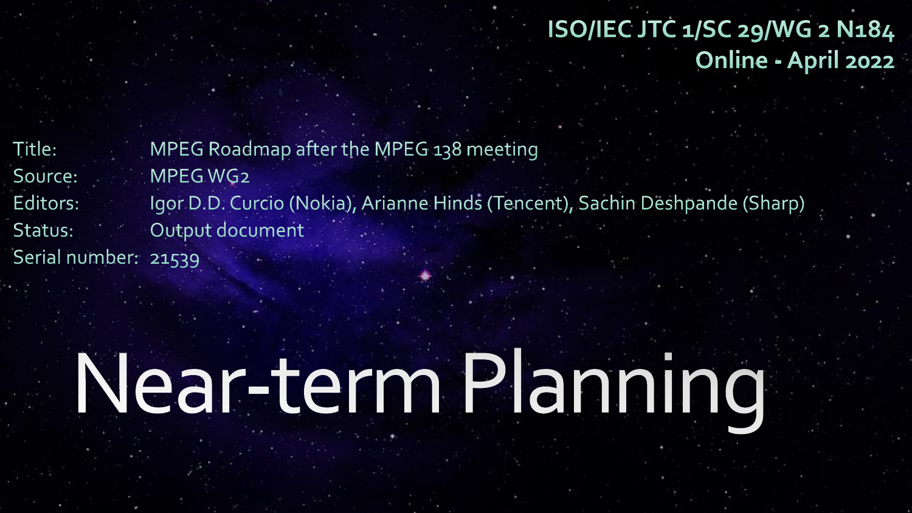**ISO/IEC JTC 1/SC 29/WG 2 N184**
**Online - April 2022**

Title: MPEG Roadmap after the MPEG 138 meeting
Source: MPEG WG2
Editors: Igor D.D. Curcio (Nokia), Arianne Hinds (Tencent), Sachin Deshpande (Sharp)
Status: Output document
Serial number: 21539

# Near-term Planning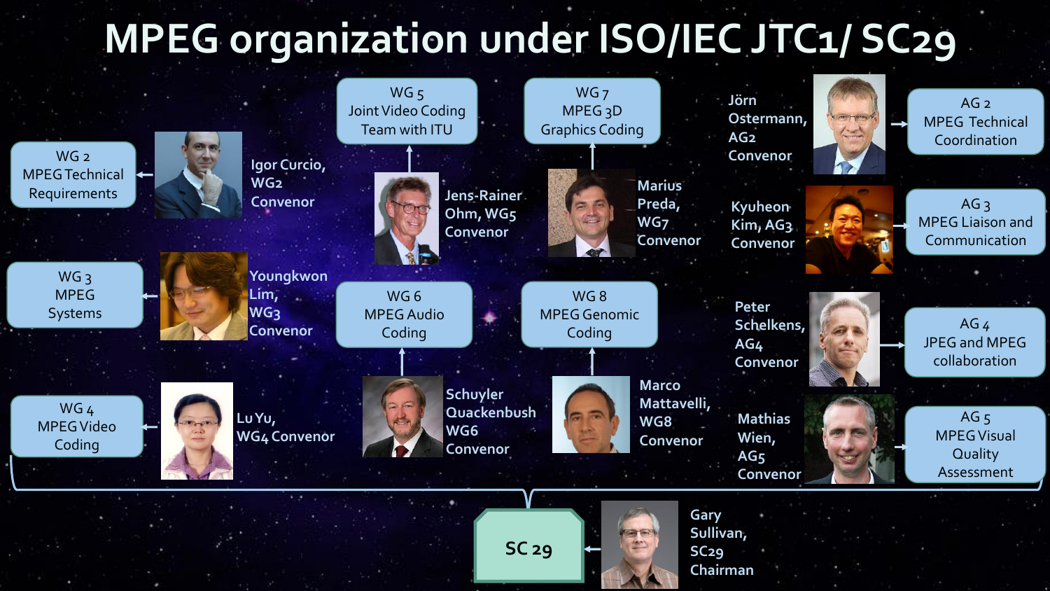# MPEG organization under ISO/IEC JTC1/ SC29

- **WG 2** – MPEG Technical Requirements — Igor Curcio, WG2 Convenor
- **WG 3** – MPEG Systems — Youngkwon Lim, WG3 Convenor
- **WG 4** – MPEG Video Coding — Lu Yu, WG4 Convenor
- **WG 5** – Joint Video Coding Team with ITU — Jens-Rainer Ohm, WG5 Convenor
- **WG 6** – MPEG Audio Coding — Schuyler Quackenbush WG6 Convenor
- **WG 7** – MPEG 3D Graphics Coding — Marius Preda, WG7 Convenor
- **WG 8** – MPEG Genomic Coding — Marco Mattavelli, WG8 Convenor
- **AG 2** – MPEG Technical Coordination — Jörn Ostermann, AG2 Convenor
- **AG 3** – MPEG Liaison and Communication — Kyuheon Kim, AG3 Convenor
- **AG 4** – JPEG and MPEG collaboration — Peter Schelkens, AG4 Convenor
- **AG 5** – MPEG Visual Quality Assessment — Mathias Wien, AG5 Convenor

**SC 29** — Gary Sullivan, SC29 Chairman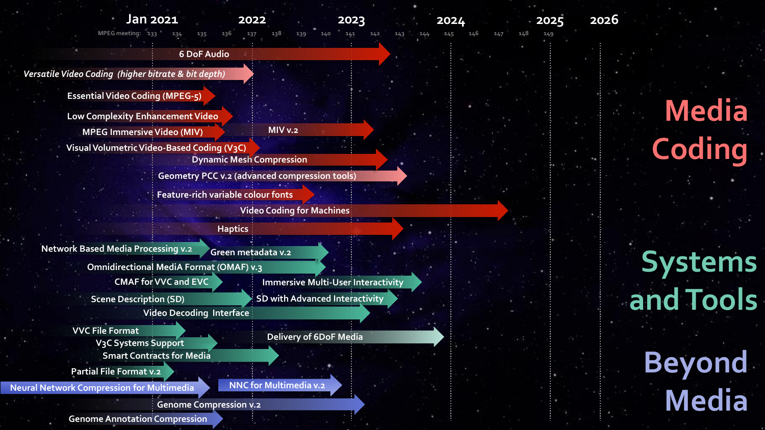Jan 2021 2022 2023 2024 2025 2026

MPEG meeting: 133 134 135 136 137 138 139 140 141 142 143 144 145 146 147 148 149

# Media Coding

6 DoF Audio

*Versatile Video Coding (higher bitrate & bit depth)*

Essential Video Coding (MPEG-5)

Low Complexity Enhancement Video

MPEG Immersive Video (MIV)

MIV v.2

Visual Volumetric Video-Based Coding (V3C)

Dynamic Mesh Compression

Geometry PCC v.2 (advanced compression tools)

Feature-rich variable colour fonts

Video Coding for Machines

Haptics

# Systems and Tools

Network Based Media Processing v.2

Green metadata v.2

Omnidirectional MediA Format (OMAF) v.3

CMAF for VVC and EVC

Immersive Multi-User Interactivity

Scene Description (SD)

SD with Advanced Interactivity

Video Decoding Interface

VVC File Format

Delivery of 6DoF Media

V3C Systems Support

Smart Contracts for Media

Partial File Format v.2

# Beyond Media

Neural Network Compression for Multimedia

NNC for Multimedia v.2

Genome Compression v.2

Genome Annotation Compression